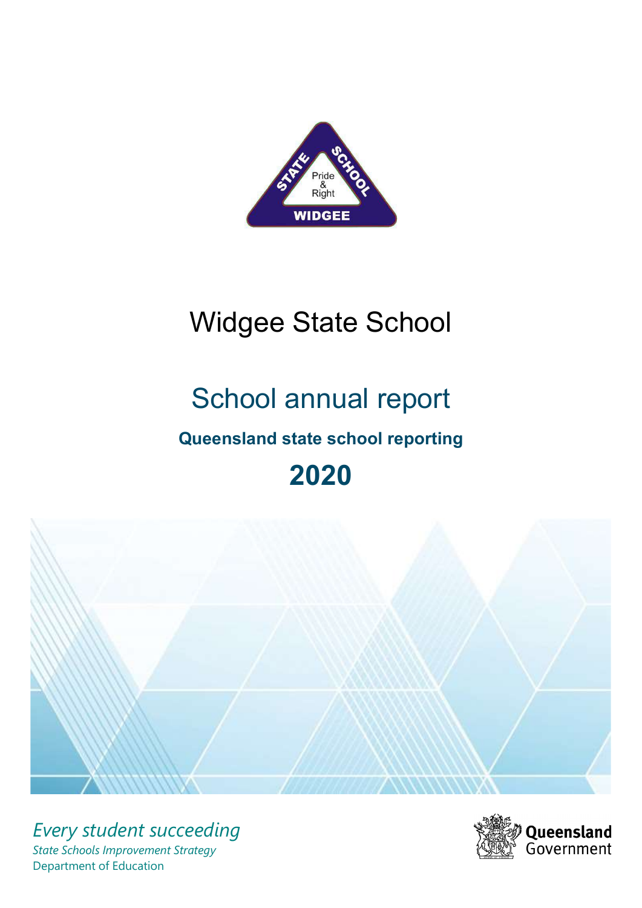# Widgee State School

## School annual report

### Queensland state school reporting

## 2020

*Every student succeeding*

*State Schools Improvement Strategy*

Department of Education

Queensland Government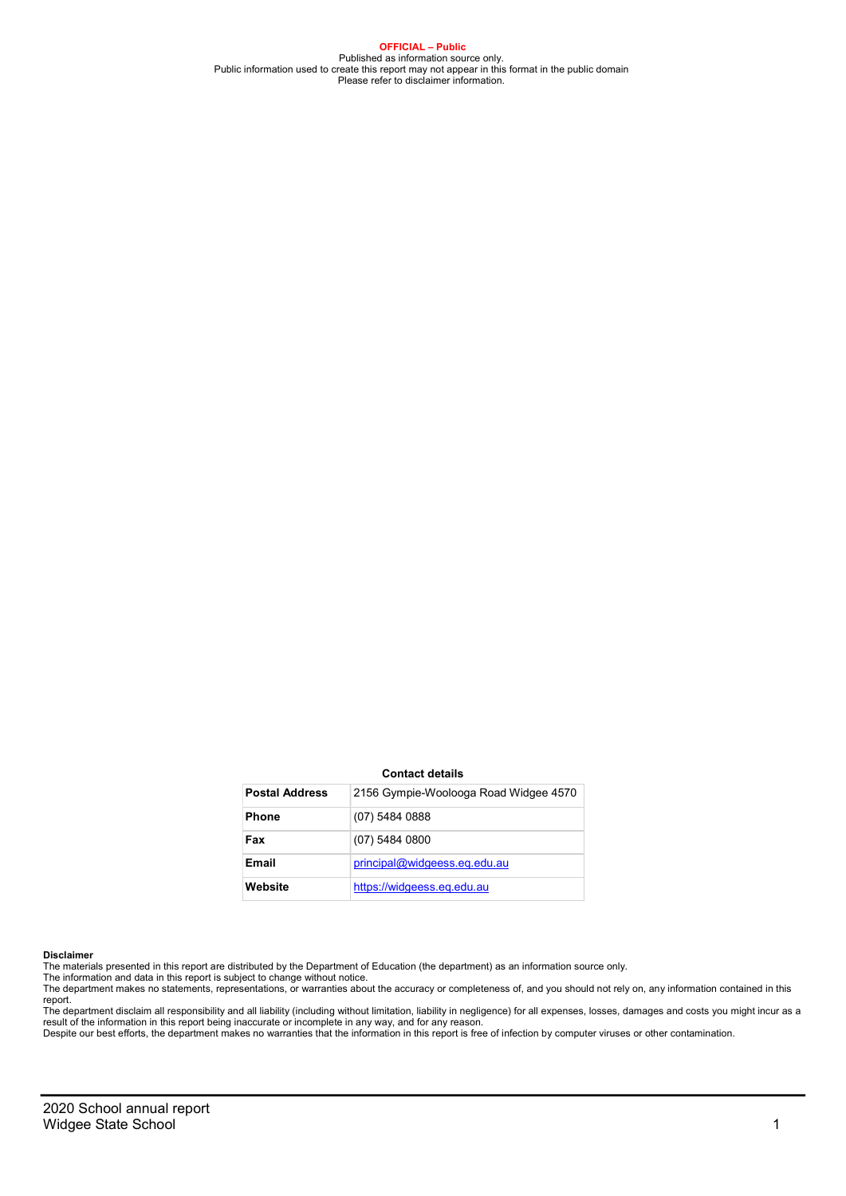**OFFICIAL – Public**
Published as information source only.
Public information used to create this report may not appear in this format in the public domain
Please refer to disclaimer information.

**Contact details**

| | |
|---|---|
| **Postal Address** | 2156 Gympie-Woolooga Road Widgee 4570 |
| **Phone** | (07) 5484 0888 |
| **Fax** | (07) 5484 0800 |
| **Email** | principal@widgeess.eq.edu.au |
| **Website** | https://widgeess.eq.edu.au |

**Disclaimer**
The materials presented in this report are distributed by the Department of Education (the department) as an information source only.
The information and data in this report is subject to change without notice.
The department makes no statements, representations, or warranties about the accuracy or completeness of, and you should not rely on, any information contained in this report.
The department disclaim all responsibility and all liability (including without limitation, liability in negligence) for all expenses, losses, damages and costs you might incur as a result of the information in this report being inaccurate or incomplete in any way, and for any reason.
Despite our best efforts, the department makes no warranties that the information in this report is free of infection by computer viruses or other contamination.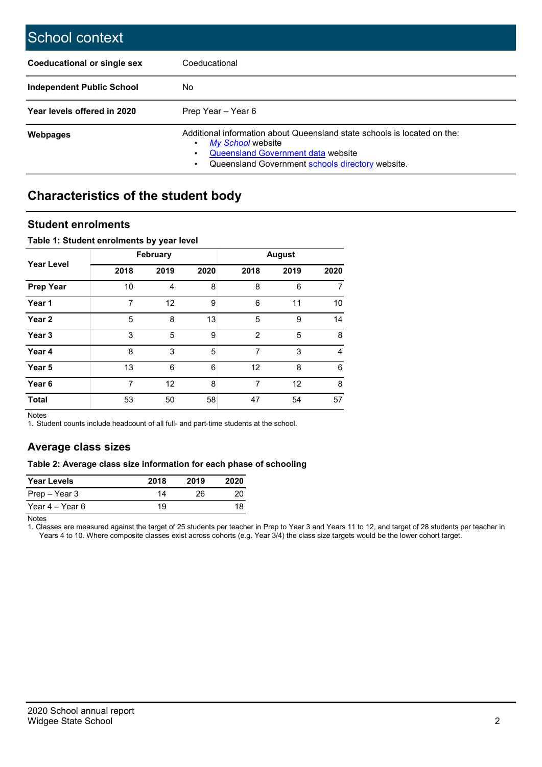# School context

| | |
|---|---|
| **Coeducational or single sex** | Coeducational |
| **Independent Public School** | No |
| **Year levels offered in 2020** | Prep Year – Year 6 |
| **Webpages** | Additional information about Queensland state schools is located on the: <br>• *My School* website <br>• Queensland Government data website <br>• Queensland Government schools directory website. |

## Characteristics of the student body

### Student enrolments

**Table 1: Student enrolments by year level**

| Year Level | February | | | August | | |
|---|---|---|---|---|---|---|
| | 2018 | 2019 | 2020 | 2018 | 2019 | 2020 |
| **Prep Year** | 10 | 4 | 8 | 8 | 6 | 7 |
| **Year 1** | 7 | 12 | 9 | 6 | 11 | 10 |
| **Year 2** | 5 | 8 | 13 | 5 | 9 | 14 |
| **Year 3** | 3 | 5 | 9 | 2 | 5 | 8 |
| **Year 4** | 8 | 3 | 5 | 7 | 3 | 4 |
| **Year 5** | 13 | 6 | 6 | 12 | 8 | 6 |
| **Year 6** | 7 | 12 | 8 | 7 | 12 | 8 |
| **Total** | 53 | 50 | 58 | 47 | 54 | 57 |

Notes
1. Student counts include headcount of all full- and part-time students at the school.

### Average class sizes

**Table 2: Average class size information for each phase of schooling**

| Year Levels | 2018 | 2019 | 2020 |
|---|---|---|---|
| Prep – Year 3 | 14 | 26 | 20 |
| Year 4 – Year 6 | 19 | | 18 |

Notes
1. Classes are measured against the target of 25 students per teacher in Prep to Year 3 and Years 11 to 12, and target of 28 students per teacher in Years 4 to 10. Where composite classes exist across cohorts (e.g. Year 3/4) the class size targets would be the lower cohort target.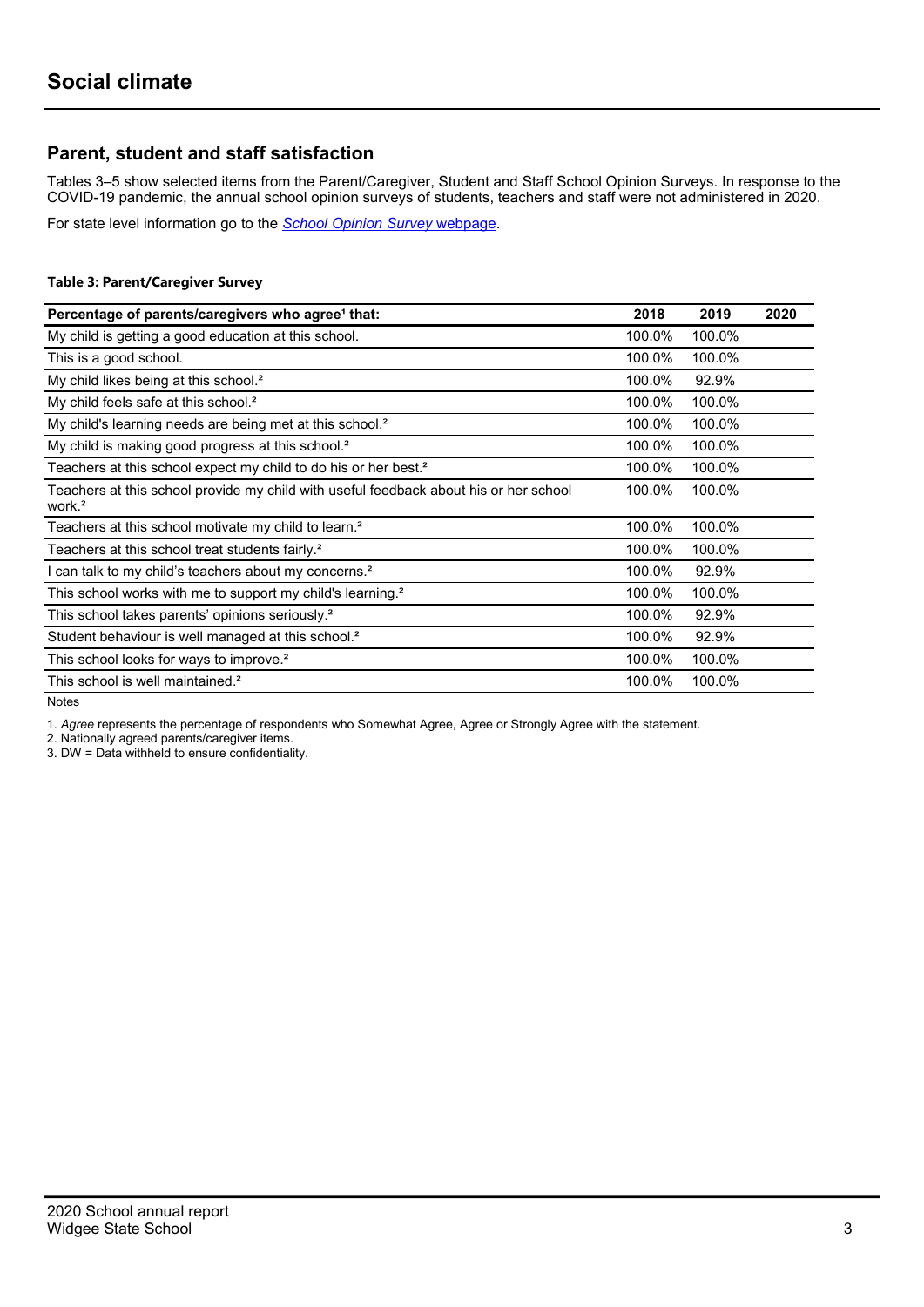# Social climate

## Parent, student and staff satisfaction

Tables 3–5 show selected items from the Parent/Caregiver, Student and Staff School Opinion Surveys. In response to the COVID-19 pandemic, the annual school opinion surveys of students, teachers and staff were not administered in 2020.

For state level information go to the *School Opinion Survey* webpage.

**Table 3: Parent/Caregiver Survey**

| Percentage of parents/caregivers who agree[1] that: | 2018 | 2019 | 2020 |
|---|---|---|---|
| My child is getting a good education at this school. | 100.0% | 100.0% | |
| This is a good school. | 100.0% | 100.0% | |
| My child likes being at this school.[2] | 100.0% | 92.9% | |
| My child feels safe at this school.[2] | 100.0% | 100.0% | |
| My child's learning needs are being met at this school.[2] | 100.0% | 100.0% | |
| My child is making good progress at this school.[2] | 100.0% | 100.0% | |
| Teachers at this school expect my child to do his or her best.[2] | 100.0% | 100.0% | |
| Teachers at this school provide my child with useful feedback about his or her school work.[2] | 100.0% | 100.0% | |
| Teachers at this school motivate my child to learn.[2] | 100.0% | 100.0% | |
| Teachers at this school treat students fairly.[2] | 100.0% | 100.0% | |
| I can talk to my child's teachers about my concerns.[2] | 100.0% | 92.9% | |
| This school works with me to support my child's learning.[2] | 100.0% | 100.0% | |
| This school takes parents' opinions seriously.[2] | 100.0% | 92.9% | |
| Student behaviour is well managed at this school.[2] | 100.0% | 92.9% | |
| This school looks for ways to improve.[2] | 100.0% | 100.0% | |
| This school is well maintained.[2] | 100.0% | 100.0% | |

Notes

1. *Agree* represents the percentage of respondents who Somewhat Agree, Agree or Strongly Agree with the statement.
2. Nationally agreed parents/caregiver items.
3. DW = Data withheld to ensure confidentiality.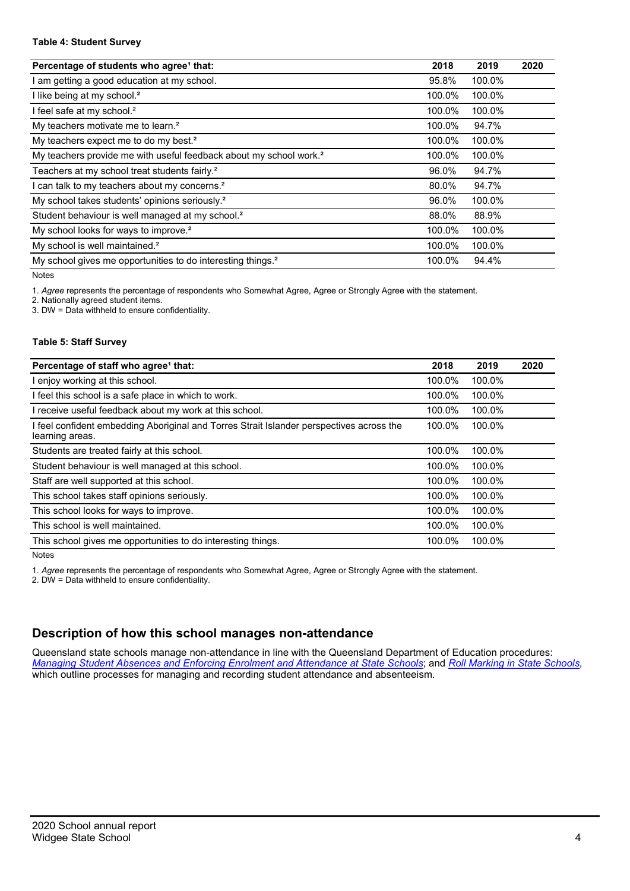**Table 4: Student Survey**

| Percentage of students who agree[1] that: | 2018 | 2019 | 2020 |
|---|---|---|---|
| I am getting a good education at my school. | 95.8% | 100.0% | |
| I like being at my school.[2] | 100.0% | 100.0% | |
| I feel safe at my school.[2] | 100.0% | 100.0% | |
| My teachers motivate me to learn.[2] | 100.0% | 94.7% | |
| My teachers expect me to do my best.[2] | 100.0% | 100.0% | |
| My teachers provide me with useful feedback about my school work.[2] | 100.0% | 100.0% | |
| Teachers at my school treat students fairly.[2] | 96.0% | 94.7% | |
| I can talk to my teachers about my concerns.[2] | 80.0% | 94.7% | |
| My school takes students' opinions seriously.[2] | 96.0% | 100.0% | |
| Student behaviour is well managed at my school.[2] | 88.0% | 88.9% | |
| My school looks for ways to improve.[2] | 100.0% | 100.0% | |
| My school is well maintained.[2] | 100.0% | 100.0% | |
| My school gives me opportunities to do interesting things.[2] | 100.0% | 94.4% | |

Notes

1. *Agree* represents the percentage of respondents who Somewhat Agree, Agree or Strongly Agree with the statement.
2. Nationally agreed student items.
3. DW = Data withheld to ensure confidentiality.

**Table 5: Staff Survey**

| Percentage of staff who agree[1] that: | 2018 | 2019 | 2020 |
|---|---|---|---|
| I enjoy working at this school. | 100.0% | 100.0% | |
| I feel this school is a safe place in which to work. | 100.0% | 100.0% | |
| I receive useful feedback about my work at this school. | 100.0% | 100.0% | |
| I feel confident embedding Aboriginal and Torres Strait Islander perspectives across the learning areas. | 100.0% | 100.0% | |
| Students are treated fairly at this school. | 100.0% | 100.0% | |
| Student behaviour is well managed at this school. | 100.0% | 100.0% | |
| Staff are well supported at this school. | 100.0% | 100.0% | |
| This school takes staff opinions seriously. | 100.0% | 100.0% | |
| This school looks for ways to improve. | 100.0% | 100.0% | |
| This school is well maintained. | 100.0% | 100.0% | |
| This school gives me opportunities to do interesting things. | 100.0% | 100.0% | |

Notes

1. *Agree* represents the percentage of respondents who Somewhat Agree, Agree or Strongly Agree with the statement.
2. DW = Data withheld to ensure confidentiality.

## Description of how this school manages non-attendance

Queensland state schools manage non-attendance in line with the Queensland Department of Education procedures: *Managing Student Absences and Enforcing Enrolment and Attendance at State Schools*; and *Roll Marking in State Schools*, which outline processes for managing and recording student attendance and absenteeism.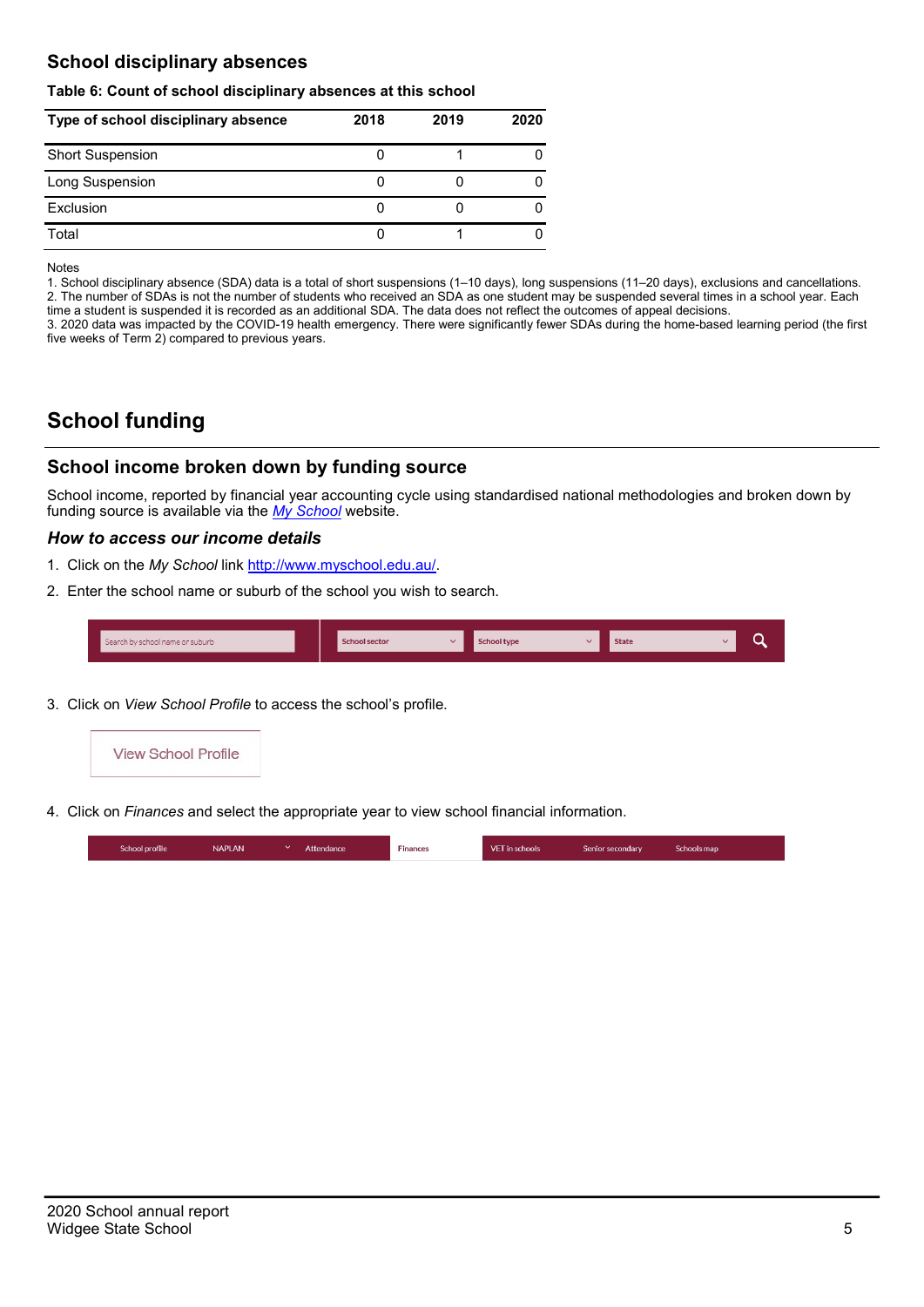## School disciplinary absences

**Table 6: Count of school disciplinary absences at this school**

| Type of school disciplinary absence | 2018 | 2019 | 2020 |
|---|---|---|---|
| Short Suspension | 0 | 1 | 0 |
| Long Suspension | 0 | 0 | 0 |
| Exclusion | 0 | 0 | 0 |
| Total | 0 | 1 | 0 |

Notes

1. School disciplinary absence (SDA) data is a total of short suspensions (1–10 days), long suspensions (11–20 days), exclusions and cancellations.
2. The number of SDAs is not the number of students who received an SDA as one student may be suspended several times in a school year. Each time a student is suspended it is recorded as an additional SDA. The data does not reflect the outcomes of appeal decisions.
3. 2020 data was impacted by the COVID-19 health emergency. There were significantly fewer SDAs during the home-based learning period (the first five weeks of Term 2) compared to previous years.

# School funding

## School income broken down by funding source

School income, reported by financial year accounting cycle using standardised national methodologies and broken down by funding source is available via the *My School* website.

### *How to access our income details*

1. Click on the *My School* link http://www.myschool.edu.au/.
2. Enter the school name or suburb of the school you wish to search.

Search by school name or suburb | School sector | School type | State

3. Click on *View School Profile* to access the school's profile.

View School Profile

4. Click on *Finances* and select the appropriate year to view school financial information.

School profile | NAPLAN | Attendance | Finances | VET in schools | Senior secondary | Schools map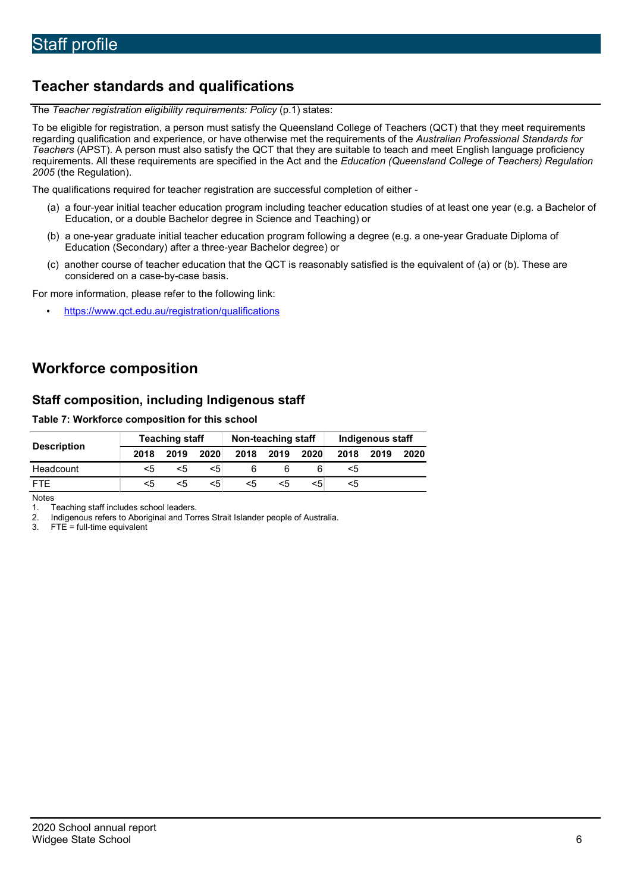# Staff profile

## Teacher standards and qualifications

The *Teacher registration eligibility requirements: Policy* (p.1) states:

To be eligible for registration, a person must satisfy the Queensland College of Teachers (QCT) that they meet requirements regarding qualification and experience, or have otherwise met the requirements of the *Australian Professional Standards for Teachers* (APST). A person must also satisfy the QCT that they are suitable to teach and meet English language proficiency requirements. All these requirements are specified in the Act and the *Education (Queensland College of Teachers) Regulation 2005* (the Regulation).

The qualifications required for teacher registration are successful completion of either -

(a) a four-year initial teacher education program including teacher education studies of at least one year (e.g. a Bachelor of Education, or a double Bachelor degree in Science and Teaching) or

(b) a one-year graduate initial teacher education program following a degree (e.g. a one-year Graduate Diploma of Education (Secondary) after a three-year Bachelor degree) or

(c) another course of teacher education that the QCT is reasonably satisfied is the equivalent of (a) or (b). These are considered on a case-by-case basis.

For more information, please refer to the following link:

- https://www.qct.edu.au/registration/qualifications

## Workforce composition

### Staff composition, including Indigenous staff

**Table 7: Workforce composition for this school**

| Description | Teaching staff | | | Non-teaching staff | | | Indigenous staff | | |
|---|---|---|---|---|---|---|---|---|---|
| | 2018 | 2019 | 2020 | 2018 | 2019 | 2020 | 2018 | 2019 | 2020 |
| Headcount | <5 | <5 | <5 | 6 | 6 | 6 | <5 | | |
| FTE | <5 | <5 | <5 | <5 | <5 | <5 | <5 | | |

Notes

1. Teaching staff includes school leaders.
2. Indigenous refers to Aboriginal and Torres Strait Islander people of Australia.
3. FTE = full-time equivalent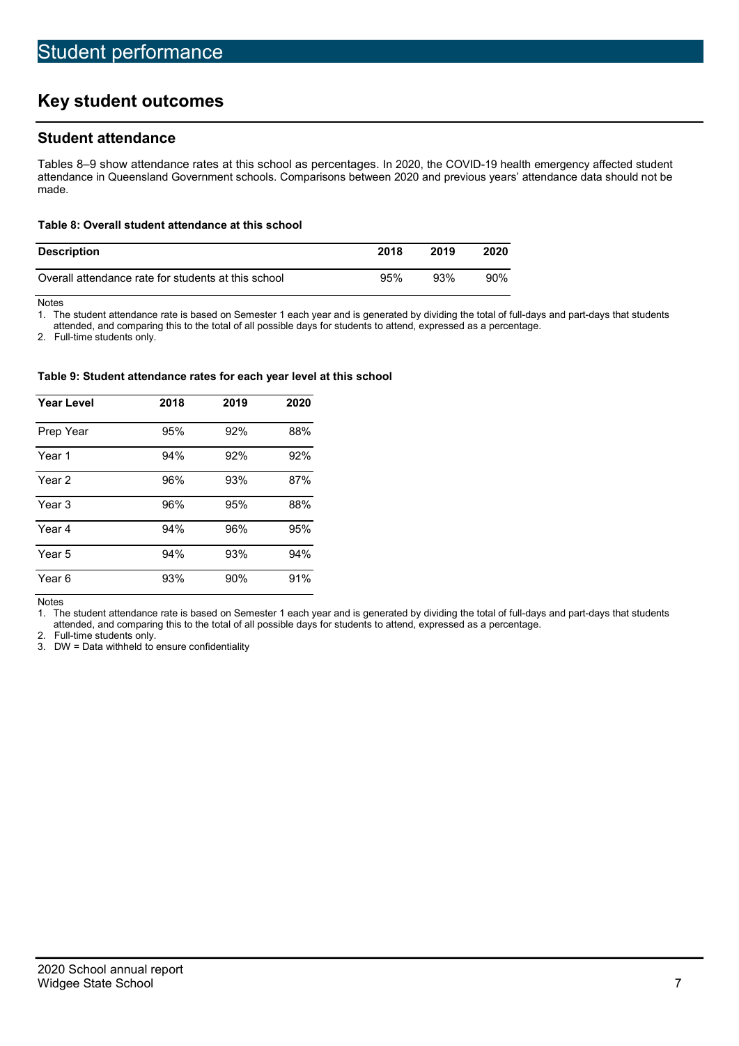# Student performance

## Key student outcomes

### Student attendance

Tables 8–9 show attendance rates at this school as percentages. In 2020, the COVID-19 health emergency affected student attendance in Queensland Government schools. Comparisons between 2020 and previous years' attendance data should not be made.

**Table 8: Overall student attendance at this school**

| Description | 2018 | 2019 | 2020 |
|---|---|---|---|
| Overall attendance rate for students at this school | 95% | 93% | 90% |

Notes

1. The student attendance rate is based on Semester 1 each year and is generated by dividing the total of full-days and part-days that students attended, and comparing this to the total of all possible days for students to attend, expressed as a percentage.
2. Full-time students only.

**Table 9: Student attendance rates for each year level at this school**

| Year Level | 2018 | 2019 | 2020 |
|---|---|---|---|
| Prep Year | 95% | 92% | 88% |
| Year 1 | 94% | 92% | 92% |
| Year 2 | 96% | 93% | 87% |
| Year 3 | 96% | 95% | 88% |
| Year 4 | 94% | 96% | 95% |
| Year 5 | 94% | 93% | 94% |
| Year 6 | 93% | 90% | 91% |

Notes

1. The student attendance rate is based on Semester 1 each year and is generated by dividing the total of full-days and part-days that students attended, and comparing this to the total of all possible days for students to attend, expressed as a percentage.
2. Full-time students only.
3. DW = Data withheld to ensure confidentiality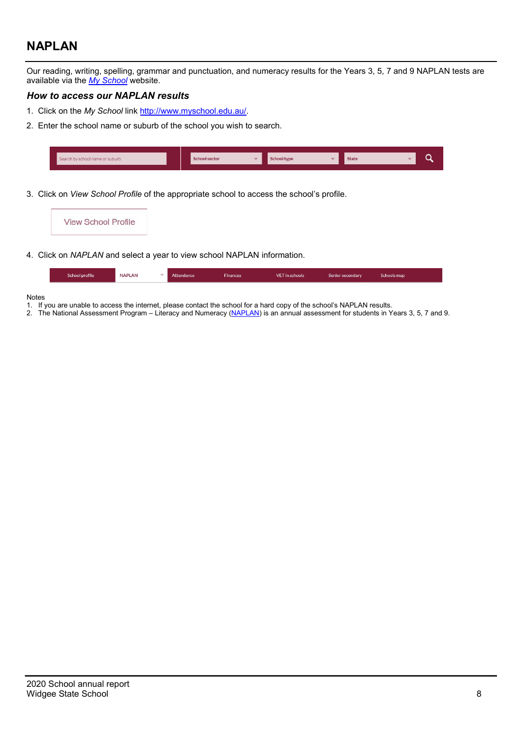## NAPLAN

Our reading, writing, spelling, grammar and punctuation, and numeracy results for the Years 3, 5, 7 and 9 NAPLAN tests are available via the *My School* website.

### *How to access our NAPLAN results*

1. Click on the *My School* link http://www.myschool.edu.au/.
2. Enter the school name or suburb of the school you wish to search.

Search by school name or suburb | School sector | School type | State

3. Click on *View School Profile* of the appropriate school to access the school's profile.

View School Profile

4. Click on *NAPLAN* and select a year to view school NAPLAN information.

School profile | NAPLAN | Attendance | Finances | VET in schools | Senior secondary | Schools map

Notes

1. If you are unable to access the internet, please contact the school for a hard copy of the school's NAPLAN results.
2. The National Assessment Program – Literacy and Numeracy (NAPLAN) is an annual assessment for students in Years 3, 5, 7 and 9.